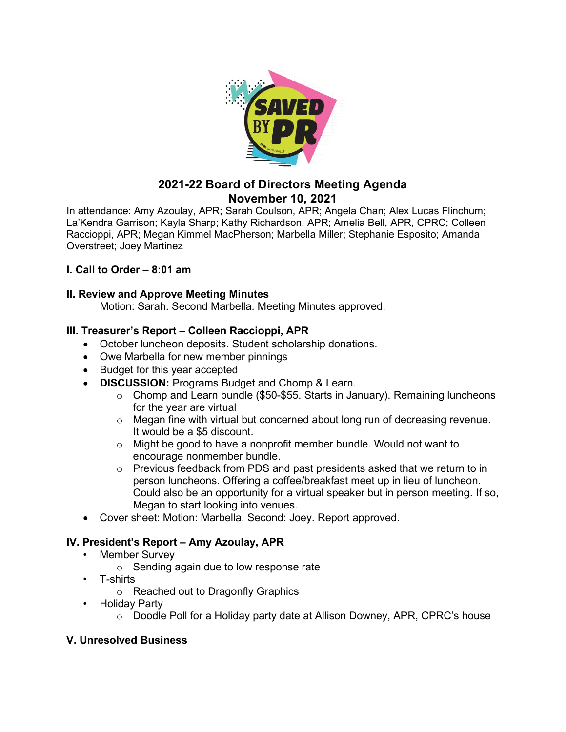# 2021-22 Board of Directors Meeting Agenda
## November 10, 2021

In attendance: Amy Azoulay, APR; Sarah Coulson, APR; Angela Chan; Alex Lucas Flinchum; La'Kendra Garrison; Kayla Sharp; Kathy Richardson, APR; Amelia Bell, APR, CPRC; Colleen Raccioppi, APR; Megan Kimmel MacPherson; Marbella Miller; Stephanie Esposito; Amanda Overstreet; Joey Martinez

**I. Call to Order – 8:01 am**

**II. Review and Approve Meeting Minutes**

Motion: Sarah. Second Marbella. Meeting Minutes approved.

**III. Treasurer's Report – Colleen Raccioppi, APR**

- October luncheon deposits. Student scholarship donations.
- Owe Marbella for new member pinnings
- Budget for this year accepted
- **DISCUSSION:** Programs Budget and Chomp & Learn.
  - Chomp and Learn bundle ($50-$55. Starts in January). Remaining luncheons for the year are virtual
  - Megan fine with virtual but concerned about long run of decreasing revenue. It would be a $5 discount.
  - Might be good to have a nonprofit member bundle. Would not want to encourage nonmember bundle.
  - Previous feedback from PDS and past presidents asked that we return to in person luncheons. Offering a coffee/breakfast meet up in lieu of luncheon. Could also be an opportunity for a virtual speaker but in person meeting. If so, Megan to start looking into venues.
- Cover sheet: Motion: Marbella. Second: Joey. Report approved.

**IV. President's Report – Amy Azoulay, APR**

- Member Survey
  - Sending again due to low response rate
- T-shirts
  - Reached out to Dragonfly Graphics
- Holiday Party
  - Doodle Poll for a Holiday party date at Allison Downey, APR, CPRC's house

**V. Unresolved Business**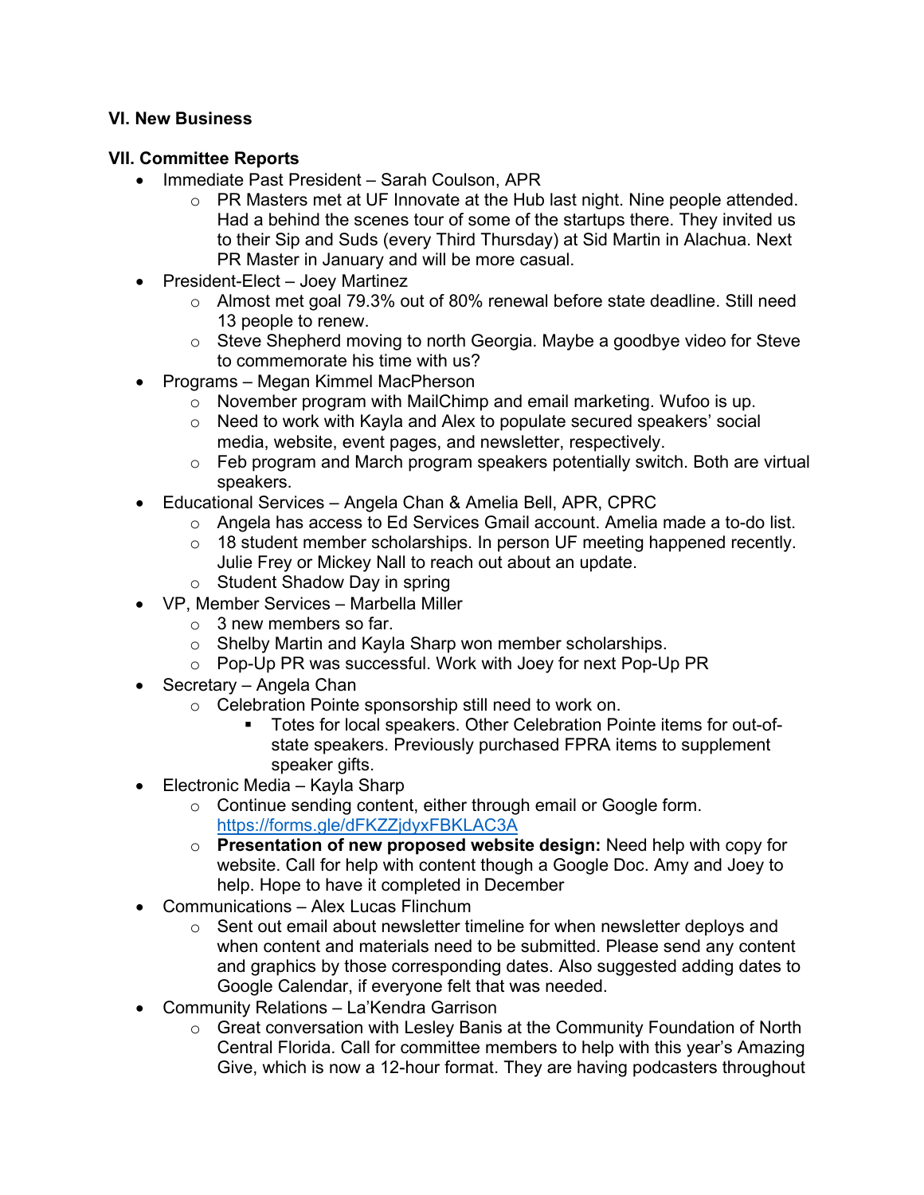**VI. New Business**

**VII. Committee Reports**

- Immediate Past President – Sarah Coulson, APR
  - PR Masters met at UF Innovate at the Hub last night. Nine people attended. Had a behind the scenes tour of some of the startups there. They invited us to their Sip and Suds (every Third Thursday) at Sid Martin in Alachua. Next PR Master in January and will be more casual.
- President-Elect – Joey Martinez
  - Almost met goal 79.3% out of 80% renewal before state deadline. Still need 13 people to renew.
  - Steve Shepherd moving to north Georgia. Maybe a goodbye video for Steve to commemorate his time with us?
- Programs – Megan Kimmel MacPherson
  - November program with MailChimp and email marketing. Wufoo is up.
  - Need to work with Kayla and Alex to populate secured speakers' social media, website, event pages, and newsletter, respectively.
  - Feb program and March program speakers potentially switch. Both are virtual speakers.
- Educational Services – Angela Chan & Amelia Bell, APR, CPRC
  - Angela has access to Ed Services Gmail account. Amelia made a to-do list.
  - 18 student member scholarships. In person UF meeting happened recently. Julie Frey or Mickey Nall to reach out about an update.
  - Student Shadow Day in spring
- VP, Member Services – Marbella Miller
  - 3 new members so far.
  - Shelby Martin and Kayla Sharp won member scholarships.
  - Pop-Up PR was successful. Work with Joey for next Pop-Up PR
- Secretary – Angela Chan
  - Celebration Pointe sponsorship still need to work on.
    - Totes for local speakers. Other Celebration Pointe items for out-of-state speakers. Previously purchased FPRA items to supplement speaker gifts.
- Electronic Media – Kayla Sharp
  - Continue sending content, either through email or Google form. https://forms.gle/dFKZZjdyxFBKLAC3A
  - **Presentation of new proposed website design:** Need help with copy for website. Call for help with content though a Google Doc. Amy and Joey to help. Hope to have it completed in December
- Communications – Alex Lucas Flinchum
  - Sent out email about newsletter timeline for when newsletter deploys and when content and materials need to be submitted. Please send any content and graphics by those corresponding dates. Also suggested adding dates to Google Calendar, if everyone felt that was needed.
- Community Relations – La'Kendra Garrison
  - Great conversation with Lesley Banis at the Community Foundation of North Central Florida. Call for committee members to help with this year's Amazing Give, which is now a 12-hour format. They are having podcasters throughout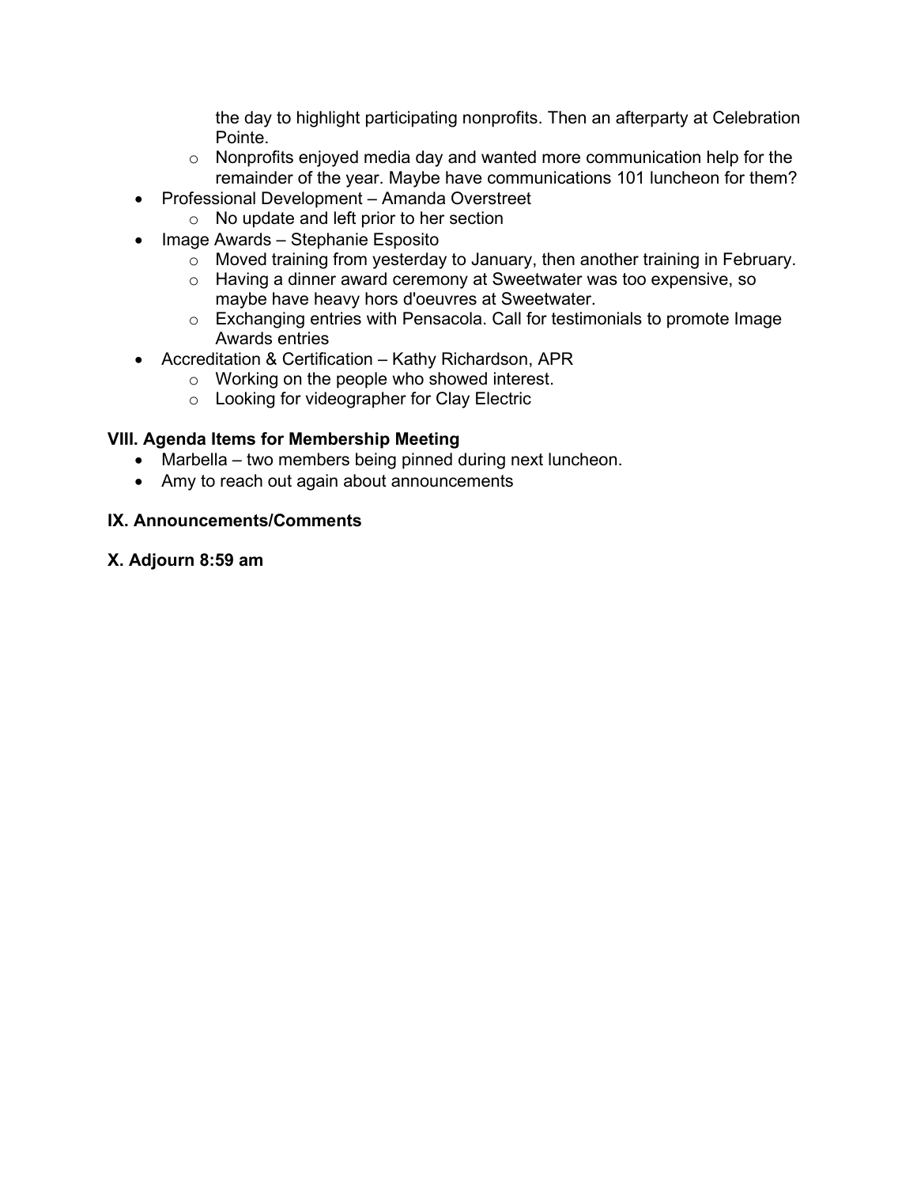- the day to highlight participating nonprofits. Then an afterparty at Celebration Pointe.
    - Nonprofits enjoyed media day and wanted more communication help for the remainder of the year. Maybe have communications 101 luncheon for them?
- Professional Development – Amanda Overstreet
    - No update and left prior to her section
- Image Awards – Stephanie Esposito
    - Moved training from yesterday to January, then another training in February.
    - Having a dinner award ceremony at Sweetwater was too expensive, so maybe have heavy hors d'oeuvres at Sweetwater.
    - Exchanging entries with Pensacola. Call for testimonials to promote Image Awards entries
- Accreditation & Certification – Kathy Richardson, APR
    - Working on the people who showed interest.
    - Looking for videographer for Clay Electric

**VIII. Agenda Items for Membership Meeting**

- Marbella – two members being pinned during next luncheon.
- Amy to reach out again about announcements

**IX. Announcements/Comments**

**X. Adjourn 8:59 am**